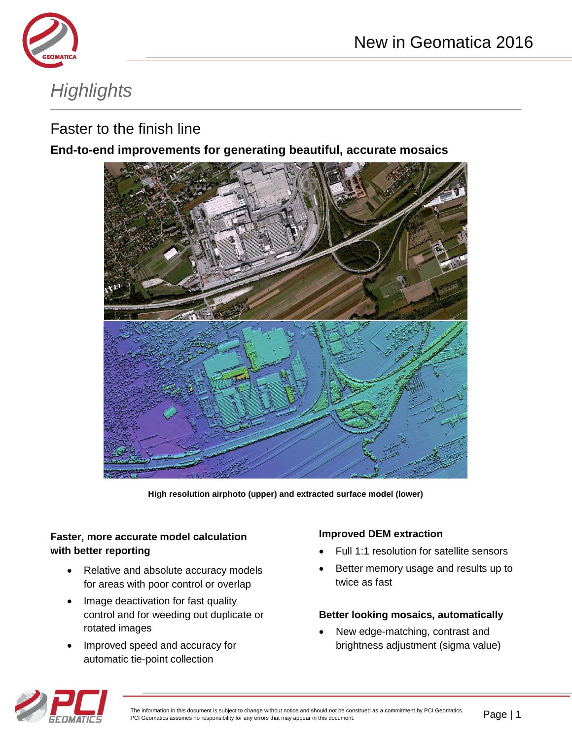# Highlights

## Faster to the finish line

**End-to-end improvements for generating beautiful, accurate mosaics**

**High resolution airphoto (upper) and extracted surface model (lower)**

**Faster, more accurate model calculation with better reporting**

- Relative and absolute accuracy models for areas with poor control or overlap
- Image deactivation for fast quality control and for weeding out duplicate or rotated images
- Improved speed and accuracy for automatic tie-point collection

**Improved DEM extraction**

- Full 1:1 resolution for satellite sensors
- Better memory usage and results up to twice as fast

**Better looking mosaics, automatically**

- New edge-matching, contrast and brightness adjustment (sigma value)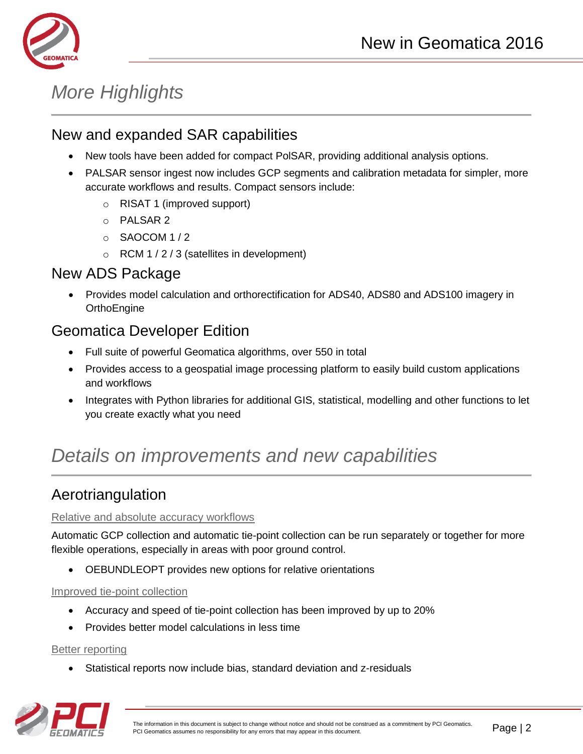# More Highlights

## New and expanded SAR capabilities

- New tools have been added for compact PolSAR, providing additional analysis options.
- PALSAR sensor ingest now includes GCP segments and calibration metadata for simpler, more accurate workflows and results. Compact sensors include:
  - RISAT 1 (improved support)
  - PALSAR 2
  - SAOCOM 1 / 2
  - RCM 1 / 2 / 3 (satellites in development)

## New ADS Package

- Provides model calculation and orthorectification for ADS40, ADS80 and ADS100 imagery in OrthoEngine

## Geomatica Developer Edition

- Full suite of powerful Geomatica algorithms, over 550 in total
- Provides access to a geospatial image processing platform to easily build custom applications and workflows
- Integrates with Python libraries for additional GIS, statistical, modelling and other functions to let you create exactly what you need

# Details on improvements and new capabilities

## Aerotriangulation

### Relative and absolute accuracy workflows

Automatic GCP collection and automatic tie-point collection can be run separately or together for more flexible operations, especially in areas with poor ground control.

- OEBUNDLEOPT provides new options for relative orientations

### Improved tie-point collection

- Accuracy and speed of tie-point collection has been improved by up to 20%
- Provides better model calculations in less time

### Better reporting

- Statistical reports now include bias, standard deviation and z-residuals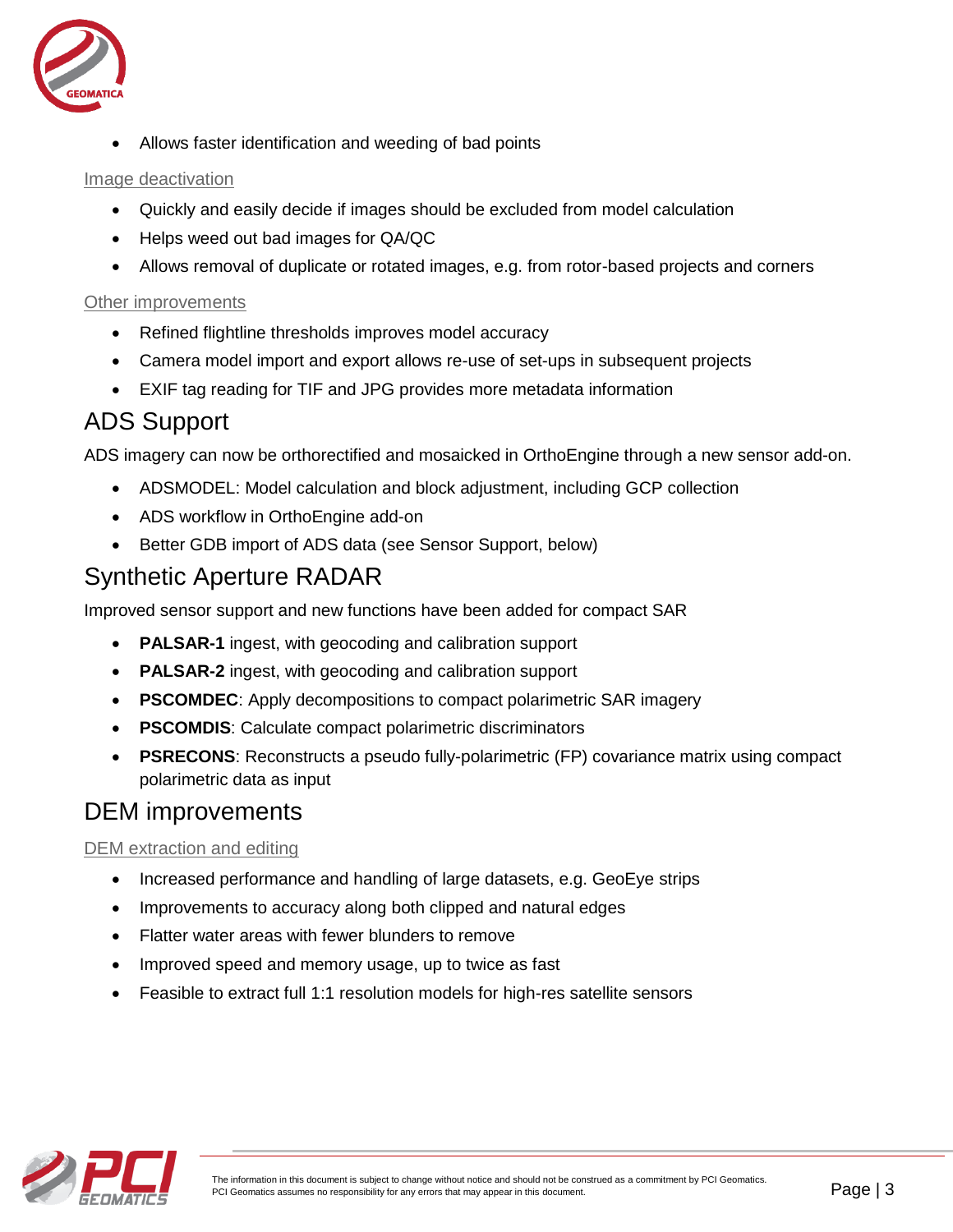- Allows faster identification and weeding of bad points

### Image deactivation

- Quickly and easily decide if images should be excluded from model calculation
- Helps weed out bad images for QA/QC
- Allows removal of duplicate or rotated images, e.g. from rotor-based projects and corners

### Other improvements

- Refined flightline thresholds improves model accuracy
- Camera model import and export allows re-use of set-ups in subsequent projects
- EXIF tag reading for TIF and JPG provides more metadata information

## ADS Support

ADS imagery can now be orthorectified and mosaicked in OrthoEngine through a new sensor add-on.

- ADSMODEL: Model calculation and block adjustment, including GCP collection
- ADS workflow in OrthoEngine add-on
- Better GDB import of ADS data (see Sensor Support, below)

## Synthetic Aperture RADAR

Improved sensor support and new functions have been added for compact SAR

- **PALSAR-1** ingest, with geocoding and calibration support
- **PALSAR-2** ingest, with geocoding and calibration support
- **PSCOMDEC**: Apply decompositions to compact polarimetric SAR imagery
- **PSCOMDIS**: Calculate compact polarimetric discriminators
- **PSRECONS**: Reconstructs a pseudo fully-polarimetric (FP) covariance matrix using compact polarimetric data as input

## DEM improvements

### DEM extraction and editing

- Increased performance and handling of large datasets, e.g. GeoEye strips
- Improvements to accuracy along both clipped and natural edges
- Flatter water areas with fewer blunders to remove
- Improved speed and memory usage, up to twice as fast
- Feasible to extract full 1:1 resolution models for high-res satellite sensors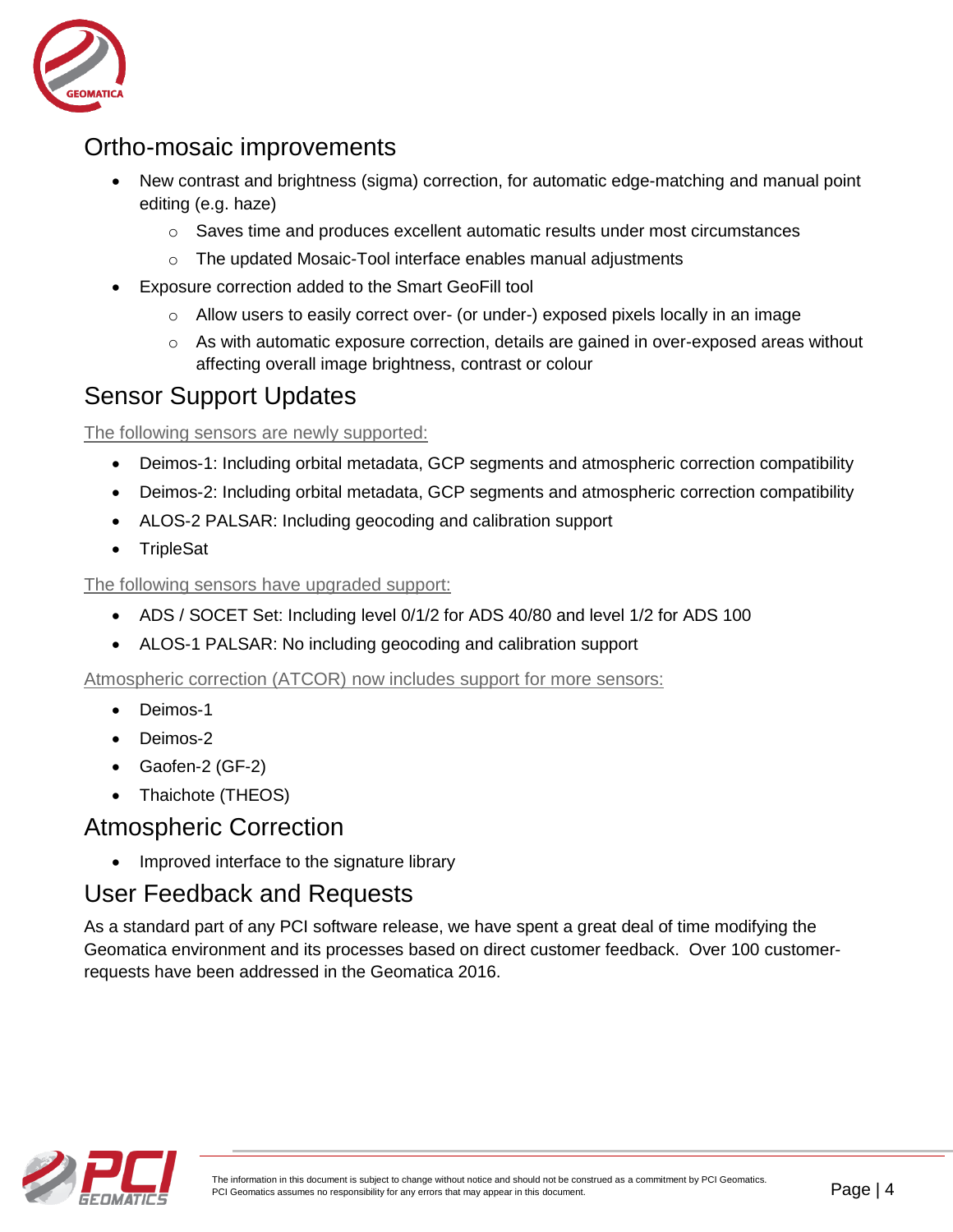## Ortho-mosaic improvements

- New contrast and brightness (sigma) correction, for automatic edge-matching and manual point editing (e.g. haze)
  - Saves time and produces excellent automatic results under most circumstances
  - The updated Mosaic-Tool interface enables manual adjustments
- Exposure correction added to the Smart GeoFill tool
  - Allow users to easily correct over- (or under-) exposed pixels locally in an image
  - As with automatic exposure correction, details are gained in over-exposed areas without affecting overall image brightness, contrast or colour

## Sensor Support Updates

The following sensors are newly supported:

- Deimos-1: Including orbital metadata, GCP segments and atmospheric correction compatibility
- Deimos-2: Including orbital metadata, GCP segments and atmospheric correction compatibility
- ALOS-2 PALSAR: Including geocoding and calibration support
- TripleSat

The following sensors have upgraded support:

- ADS / SOCET Set: Including level 0/1/2 for ADS 40/80 and level 1/2 for ADS 100
- ALOS-1 PALSAR: No including geocoding and calibration support

Atmospheric correction (ATCOR) now includes support for more sensors:

- Deimos-1
- Deimos-2
- Gaofen-2 (GF-2)
- Thaichote (THEOS)

## Atmospheric Correction

- Improved interface to the signature library

## User Feedback and Requests

As a standard part of any PCI software release, we have spent a great deal of time modifying the Geomatica environment and its processes based on direct customer feedback. Over 100 customer-requests have been addressed in the Geomatica 2016.